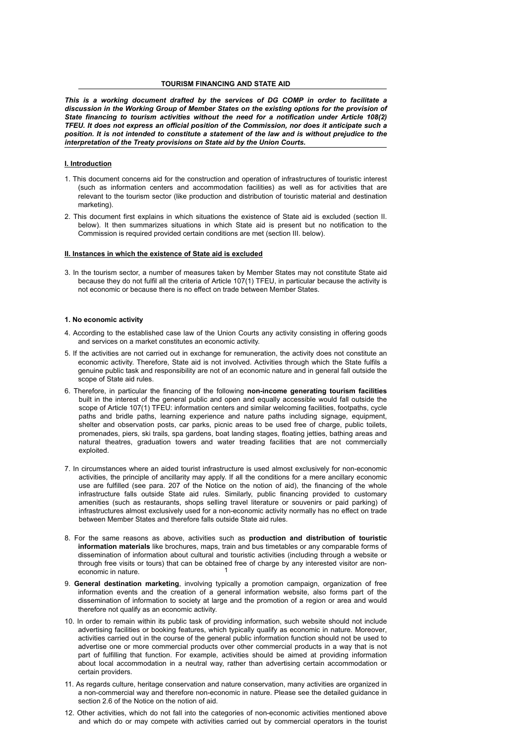**TOURISM FINANCING AND STATE AID**

***This is a working document drafted by the services of DG COMP in order to facilitate a discussion in the Working Group of Member States on the existing options for the provision of State financing to tourism activities without the need for a notification under Article 108(2) TFEU. It does not express an official position of the Commission, nor does it anticipate such a position. It is not intended to constitute a statement of the law and is without prejudice to the interpretation of the Treaty provisions on State aid by the Union Courts.***

## I. Introduction

1. This document concerns aid for the construction and operation of infrastructures of touristic interest (such as information centers and accommodation facilities) as well as for activities that are relevant to the tourism sector (like production and distribution of touristic material and destination marketing).

2. This document first explains in which situations the existence of State aid is excluded (section II. below). It then summarizes situations in which State aid is present but no notification to the Commission is required provided certain conditions are met (section III. below).

## II. Instances in which the existence of State aid is excluded

3. In the tourism sector, a number of measures taken by Member States may not constitute State aid because they do not fulfil all the criteria of Article 107(1) TFEU, in particular because the activity is not economic or because there is no effect on trade between Member States.

### 1. No economic activity

4. According to the established case law of the Union Courts any activity consisting in offering goods and services on a market constitutes an economic activity.

5. If the activities are not carried out in exchange for remuneration, the activity does not constitute an economic activity. Therefore, State aid is not involved. Activities through which the State fulfils a genuine public task and responsibility are not of an economic nature and in general fall outside the scope of State aid rules.

6. Therefore, in particular the financing of the following **non-income generating tourism facilities** built in the interest of the general public and open and equally accessible would fall outside the scope of Article 107(1) TFEU: information centers and similar welcoming facilities, footpaths, cycle paths and bridle paths, learning experience and nature paths including signage, equipment, shelter and observation posts, car parks, picnic areas to be used free of charge, public toilets, promenades, piers, ski trails, spa gardens, boat landing stages, floating jetties, bathing areas and natural theatres, graduation towers and water treading facilities that are not commercially exploited.

7. In circumstances where an aided tourist infrastructure is used almost exclusively for non-economic activities, the principle of ancillarity may apply. If all the conditions for a mere ancillary economic use are fulfilled (see para. 207 of the Notice on the notion of aid), the financing of the whole infrastructure falls outside State aid rules. Similarly, public financing provided to customary amenities (such as restaurants, shops selling travel literature or souvenirs or paid parking) of infrastructures almost exclusively used for a non-economic activity normally has no effect on trade between Member States and therefore falls outside State aid rules.

8. For the same reasons as above, activities such as **production and distribution of touristic information materials** like brochures, maps, train and bus timetables or any comparable forms of dissemination of information about cultural and touristic activities (including through a website or through free visits or tours) that can be obtained free of charge by any interested visitor are non-economic in nature.

9. **General destination marketing**, involving typically a promotion campaign, organization of free information events and the creation of a general information website, also forms part of the dissemination of information to society at large and the promotion of a region or area and would therefore not qualify as an economic activity.

10. In order to remain within its public task of providing information, such website should not include advertising facilities or booking features, which typically qualify as economic in nature. Moreover, activities carried out in the course of the general public information function should not be used to advertise one or more commercial products over other commercial products in a way that is not part of fulfilling that function. For example, activities should be aimed at providing information about local accommodation in a neutral way, rather than advertising certain accommodation or certain providers.

11. As regards culture, heritage conservation and nature conservation, many activities are organized in a non-commercial way and therefore non-economic in nature. Please see the detailed guidance in section 2.6 of the Notice on the notion of aid.

12. Other activities, which do not fall into the categories of non-economic activities mentioned above and which do or may compete with activities carried out by commercial operators in the tourist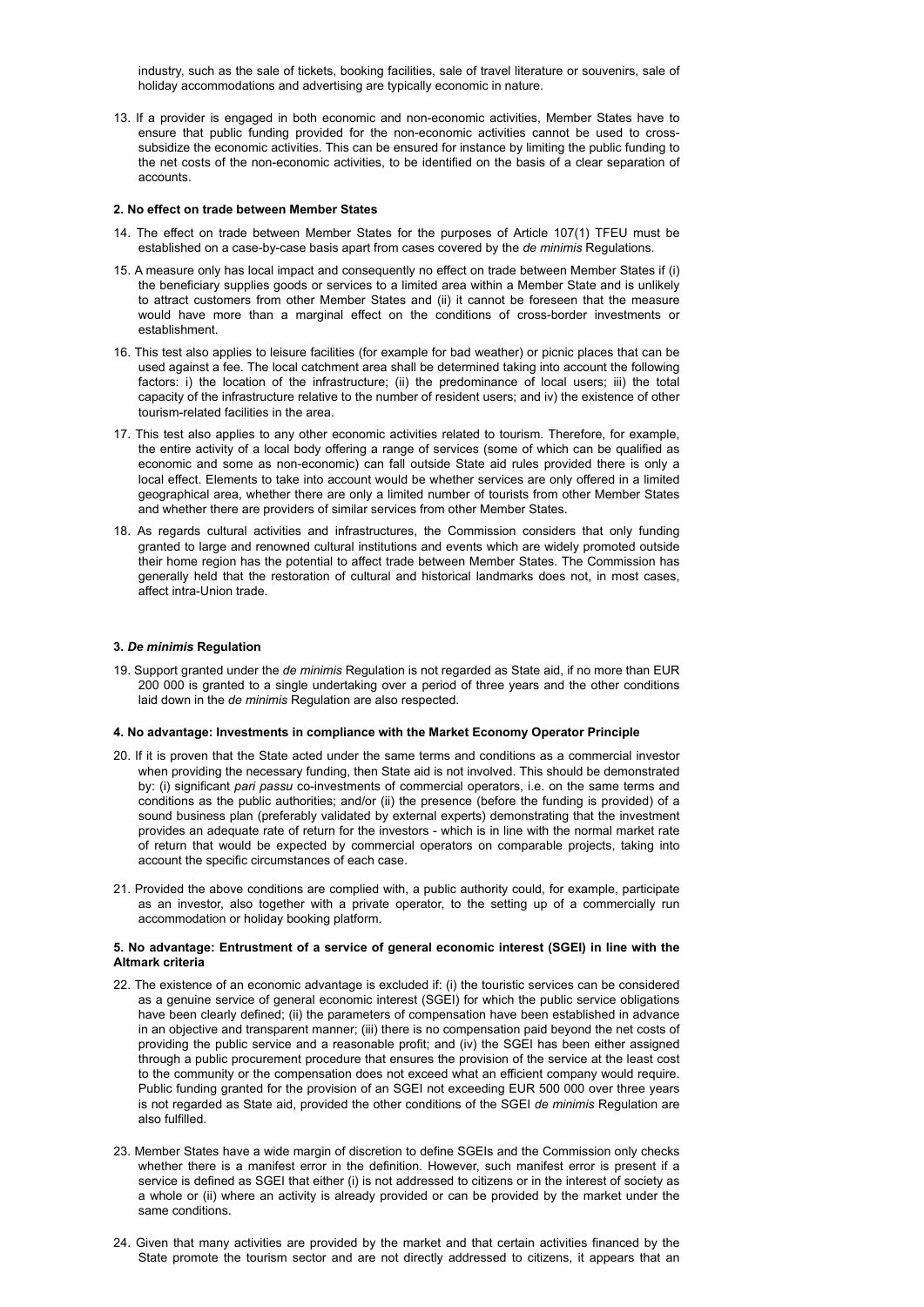industry, such as the sale of tickets, booking facilities, sale of travel literature or souvenirs, sale of holiday accommodations and advertising are typically economic in nature.

13. If a provider is engaged in both economic and non-economic activities, Member States have to ensure that public funding provided for the non-economic activities cannot be used to cross-subsidize the economic activities. This can be ensured for instance by limiting the public funding to the net costs of the non-economic activities, to be identified on the basis of a clear separation of accounts.

#### 2. No effect on trade between Member States

14. The effect on trade between Member States for the purposes of Article 107(1) TFEU must be established on a case-by-case basis apart from cases covered by the *de minimis* Regulations.

15. A measure only has local impact and consequently no effect on trade between Member States if (i) the beneficiary supplies goods or services to a limited area within a Member State and is unlikely to attract customers from other Member States and (ii) it cannot be foreseen that the measure would have more than a marginal effect on the conditions of cross-border investments or establishment.

16. This test also applies to leisure facilities (for example for bad weather) or picnic places that can be used against a fee. The local catchment area shall be determined taking into account the following factors: i) the location of the infrastructure; (ii) the predominance of local users; iii) the total capacity of the infrastructure relative to the number of resident users; and iv) the existence of other tourism-related facilities in the area.

17. This test also applies to any other economic activities related to tourism. Therefore, for example, the entire activity of a local body offering a range of services (some of which can be qualified as economic and some as non-economic) can fall outside State aid rules provided there is only a local effect. Elements to take into account would be whether services are only offered in a limited geographical area, whether there are only a limited number of tourists from other Member States and whether there are providers of similar services from other Member States.

18. As regards cultural activities and infrastructures, the Commission considers that only funding granted to large and renowned cultural institutions and events which are widely promoted outside their home region has the potential to affect trade between Member States. The Commission has generally held that the restoration of cultural and historical landmarks does not, in most cases, affect intra-Union trade.

#### 3. *De minimis* Regulation

19. Support granted under the *de minimis* Regulation is not regarded as State aid, if no more than EUR 200 000 is granted to a single undertaking over a period of three years and the other conditions laid down in the *de minimis* Regulation are also respected.

#### 4. No advantage: Investments in compliance with the Market Economy Operator Principle

20. If it is proven that the State acted under the same terms and conditions as a commercial investor when providing the necessary funding, then State aid is not involved. This should be demonstrated by: (i) significant *pari passu* co-investments of commercial operators, i.e. on the same terms and conditions as the public authorities; and/or (ii) the presence (before the funding is provided) of a sound business plan (preferably validated by external experts) demonstrating that the investment provides an adequate rate of return for the investors - which is in line with the normal market rate of return that would be expected by commercial operators on comparable projects, taking into account the specific circumstances of each case.

21. Provided the above conditions are complied with, a public authority could, for example, participate as an investor, also together with a private operator, to the setting up of a commercially run accommodation or holiday booking platform.

#### 5. No advantage: Entrustment of a service of general economic interest (SGEI) in line with the Altmark criteria

22. The existence of an economic advantage is excluded if: (i) the touristic services can be considered as a genuine service of general economic interest (SGEI) for which the public service obligations have been clearly defined; (ii) the parameters of compensation have been established in advance in an objective and transparent manner; (iii) there is no compensation paid beyond the net costs of providing the public service and a reasonable profit; and (iv) the SGEI has been either assigned through a public procurement procedure that ensures the provision of the service at the least cost to the community or the compensation does not exceed what an efficient company would require. Public funding granted for the provision of an SGEI not exceeding EUR 500 000 over three years is not regarded as State aid, provided the other conditions of the SGEI *de minimis* Regulation are also fulfilled.

23. Member States have a wide margin of discretion to define SGEIs and the Commission only checks whether there is a manifest error in the definition. However, such manifest error is present if a service is defined as SGEI that either (i) is not addressed to citizens or in the interest of society as a whole or (ii) where an activity is already provided or can be provided by the market under the same conditions.

24. Given that many activities are provided by the market and that certain activities financed by the State promote the tourism sector and are not directly addressed to citizens, it appears that an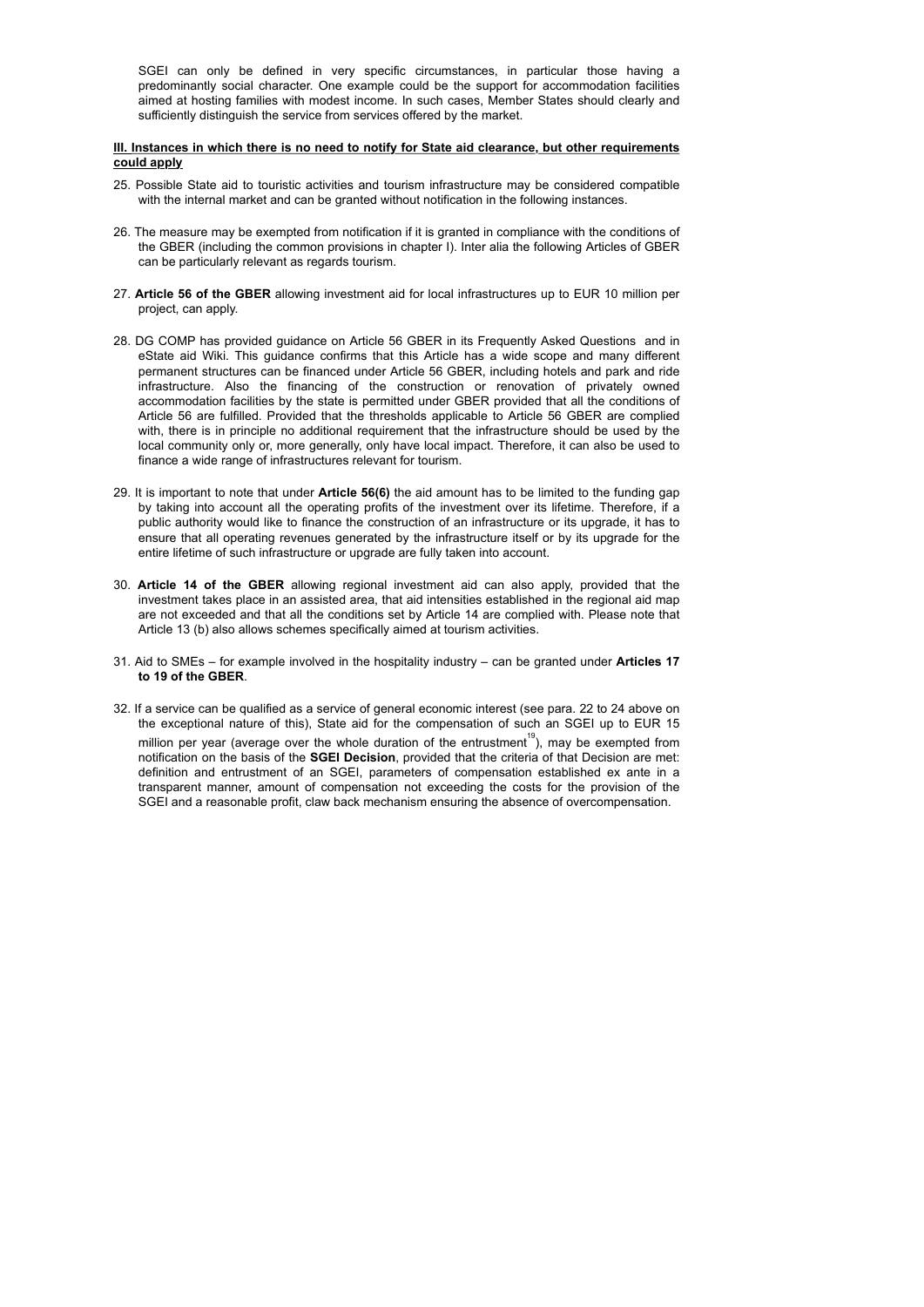SGEI can only be defined in very specific circumstances, in particular those having a predominantly social character. One example could be the support for accommodation facilities aimed at hosting families with modest income. In such cases, Member States should clearly and sufficiently distinguish the service from services offered by the market.

**III. Instances in which there is no need to notify for State aid clearance, but other requirements could apply**

25. Possible State aid to touristic activities and tourism infrastructure may be considered compatible with the internal market and can be granted without notification in the following instances.

26. The measure may be exempted from notification if it is granted in compliance with the conditions of the GBER (including the common provisions in chapter I). Inter alia the following Articles of GBER can be particularly relevant as regards tourism.

27. **Article 56 of the GBER** allowing investment aid for local infrastructures up to EUR 10 million per project, can apply.

28. DG COMP has provided guidance on Article 56 GBER in its Frequently Asked Questions and in eState aid Wiki. This guidance confirms that this Article has a wide scope and many different permanent structures can be financed under Article 56 GBER, including hotels and park and ride infrastructure. Also the financing of the construction or renovation of privately owned accommodation facilities by the state is permitted under GBER provided that all the conditions of Article 56 are fulfilled. Provided that the thresholds applicable to Article 56 GBER are complied with, there is in principle no additional requirement that the infrastructure should be used by the local community only or, more generally, only have local impact. Therefore, it can also be used to finance a wide range of infrastructures relevant for tourism.

29. It is important to note that under **Article 56(6)** the aid amount has to be limited to the funding gap by taking into account all the operating profits of the investment over its lifetime. Therefore, if a public authority would like to finance the construction of an infrastructure or its upgrade, it has to ensure that all operating revenues generated by the infrastructure itself or by its upgrade for the entire lifetime of such infrastructure or upgrade are fully taken into account.

30. **Article 14 of the GBER** allowing regional investment aid can also apply, provided that the investment takes place in an assisted area, that aid intensities established in the regional aid map are not exceeded and that all the conditions set by Article 14 are complied with. Please note that Article 13 (b) also allows schemes specifically aimed at tourism activities.

31. Aid to SMEs – for example involved in the hospitality industry – can be granted under **Articles 17 to 19 of the GBER**.

32. If a service can be qualified as a service of general economic interest (see para. 22 to 24 above on the exceptional nature of this), State aid for the compensation of such an SGEI up to EUR 15 million per year (average over the whole duration of the entrustment[19]), may be exempted from notification on the basis of the **SGEI Decision**, provided that the criteria of that Decision are met: definition and entrustment of an SGEI, parameters of compensation established ex ante in a transparent manner, amount of compensation not exceeding the costs for the provision of the SGEI and a reasonable profit, claw back mechanism ensuring the absence of overcompensation.